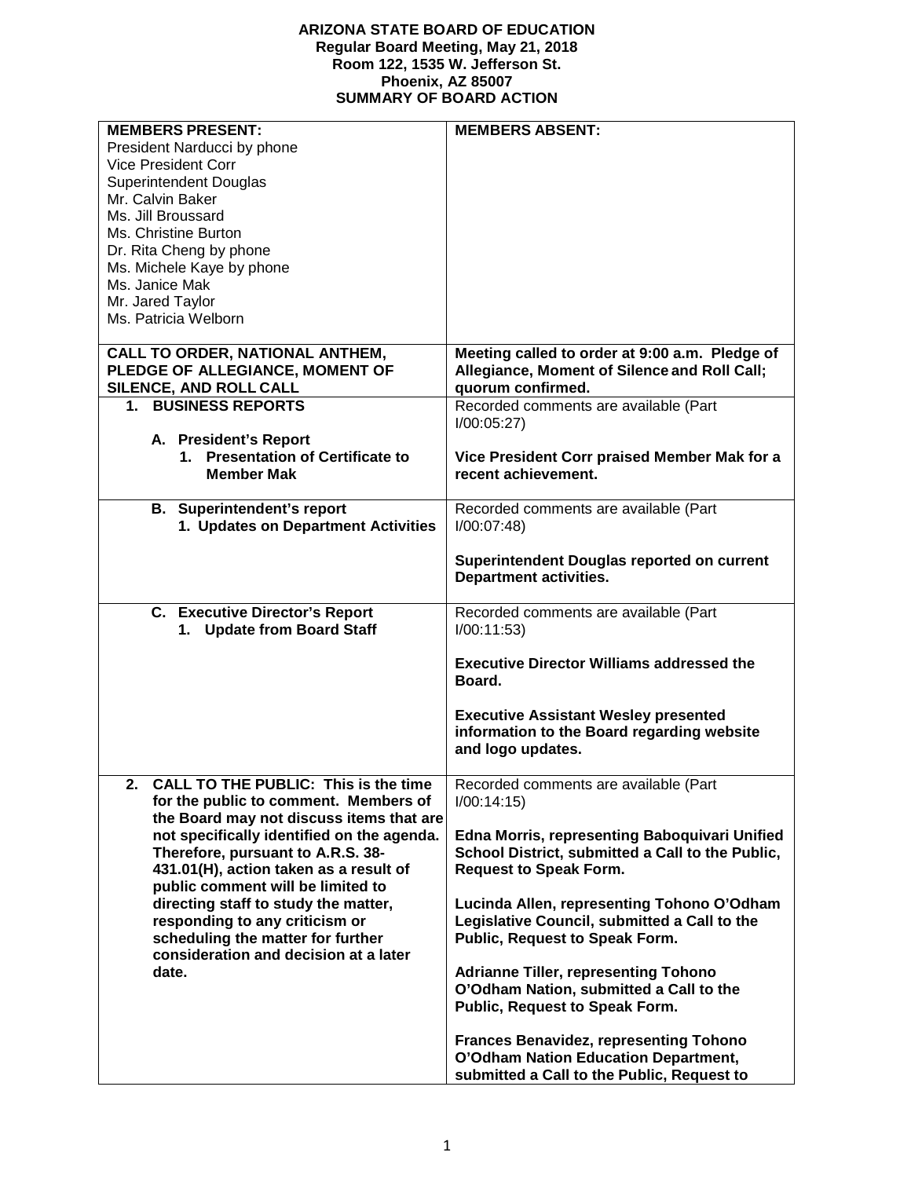**ARIZONA STATE BOARD OF EDUCATION**
**Regular Board Meeting, May 21, 2018**
**Room 122, 1535 W. Jefferson St.**
**Phoenix, AZ 85007**
**SUMMARY OF BOARD ACTION**

| | |
|---|---|
| **MEMBERS PRESENT:**<br>President Narducci by phone<br>Vice President Corr<br>Superintendent Douglas<br>Mr. Calvin Baker<br>Ms. Jill Broussard<br>Ms. Christine Burton<br>Dr. Rita Cheng by phone<br>Ms. Michele Kaye by phone<br>Ms. Janice Mak<br>Mr. Jared Taylor<br>Ms. Patricia Welborn | **MEMBERS ABSENT:** |
| **CALL TO ORDER, NATIONAL ANTHEM, PLEDGE OF ALLEGIANCE, MOMENT OF SILENCE, AND ROLL CALL** | **Meeting called to order at 9:00 a.m. Pledge of Allegiance, Moment of Silence and Roll Call; quorum confirmed.** |
| **1. BUSINESS REPORTS**<br><br>**A. President's Report**<br>**1. Presentation of Certificate to Member Mak** | Recorded comments are available (Part I/00:05:27)<br><br>**Vice President Corr praised Member Mak for a recent achievement.** |
| **B. Superintendent's report**<br>**1. Updates on Department Activities** | Recorded comments are available (Part I/00:07:48)<br><br>**Superintendent Douglas reported on current Department activities.** |
| **C. Executive Director's Report**<br>**1. Update from Board Staff** | Recorded comments are available (Part I/00:11:53)<br><br>**Executive Director Williams addressed the Board.**<br><br>**Executive Assistant Wesley presented information to the Board regarding website and logo updates.** |
| **2. CALL TO THE PUBLIC: This is the time for the public to comment. Members of the Board may not discuss items that are not specifically identified on the agenda. Therefore, pursuant to A.R.S. 38-431.01(H), action taken as a result of public comment will be limited to directing staff to study the matter, responding to any criticism or scheduling the matter for further consideration and decision at a later date.** | Recorded comments are available (Part I/00:14:15)<br><br>**Edna Morris, representing Baboquivari Unified School District, submitted a Call to the Public, Request to Speak Form.**<br><br>**Lucinda Allen, representing Tohono O'Odham Legislative Council, submitted a Call to the Public, Request to Speak Form.**<br><br>**Adrianne Tiller, representing Tohono O'Odham Nation, submitted a Call to the Public, Request to Speak Form.**<br><br>**Frances Benavidez, representing Tohono O'Odham Nation Education Department, submitted a Call to the Public, Request to** |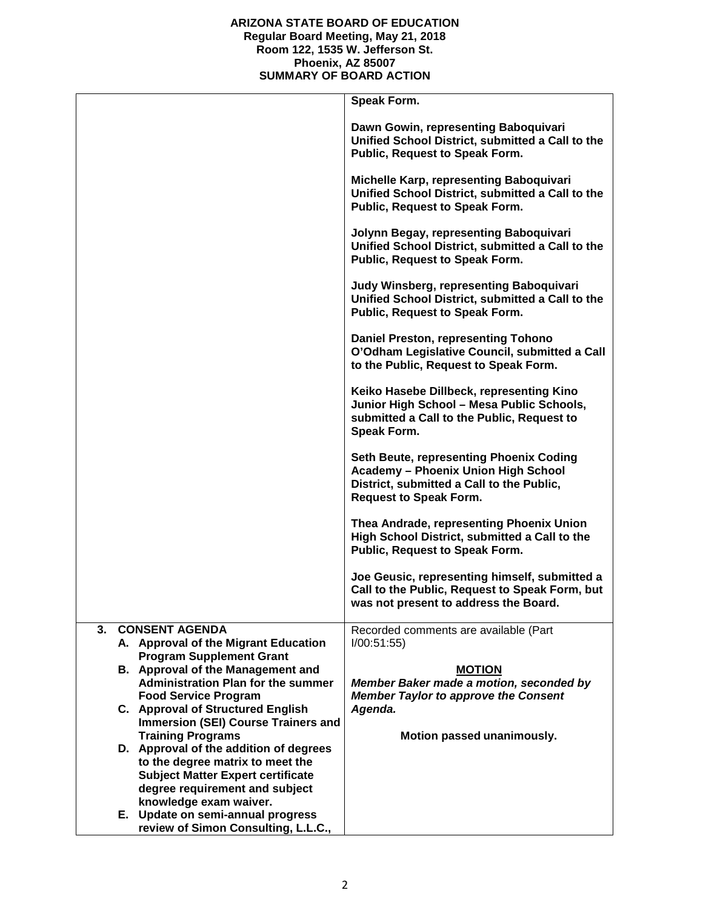**ARIZONA STATE BOARD OF EDUCATION**
**Regular Board Meeting, May 21, 2018**
**Room 122, 1535 W. Jefferson St.**
**Phoenix, AZ 85007**
**SUMMARY OF BOARD ACTION**

| | |
|---|---|
| | **Speak Form.**<br><br>**Dawn Gowin, representing Baboquivari Unified School District, submitted a Call to the Public, Request to Speak Form.**<br><br>**Michelle Karp, representing Baboquivari Unified School District, submitted a Call to the Public, Request to Speak Form.**<br><br>**Jolynn Begay, representing Baboquivari Unified School District, submitted a Call to the Public, Request to Speak Form.**<br><br>**Judy Winsberg, representing Baboquivari Unified School District, submitted a Call to the Public, Request to Speak Form.**<br><br>**Daniel Preston, representing Tohono O'Odham Legislative Council, submitted a Call to the Public, Request to Speak Form.**<br><br>**Keiko Hasebe Dillbeck, representing Kino Junior High School – Mesa Public Schools, submitted a Call to the Public, Request to Speak Form.**<br><br>**Seth Beute, representing Phoenix Coding Academy – Phoenix Union High School District, submitted a Call to the Public, Request to Speak Form.**<br><br>**Thea Andrade, representing Phoenix Union High School District, submitted a Call to the Public, Request to Speak Form.**<br><br>**Joe Geusic, representing himself, submitted a Call to the Public, Request to Speak Form, but was not present to address the Board.** |
| **3. CONSENT AGENDA**<br>**A. Approval of the Migrant Education Program Supplement Grant**<br>**B. Approval of the Management and Administration Plan for the summer Food Service Program**<br>**C. Approval of Structured English Immersion (SEI) Course Trainers and Training Programs**<br>**D. Approval of the addition of degrees to the degree matrix to meet the Subject Matter Expert certificate degree requirement and subject knowledge exam waiver.**<br>**E. Update on semi-annual progress review of Simon Consulting, L.L.C.,** | Recorded comments are available (Part I/00:51:55)<br><br>**MOTION**<br>***Member Baker made a motion, seconded by Member Taylor to approve the Consent Agenda.***<br><br>**Motion passed unanimously.** |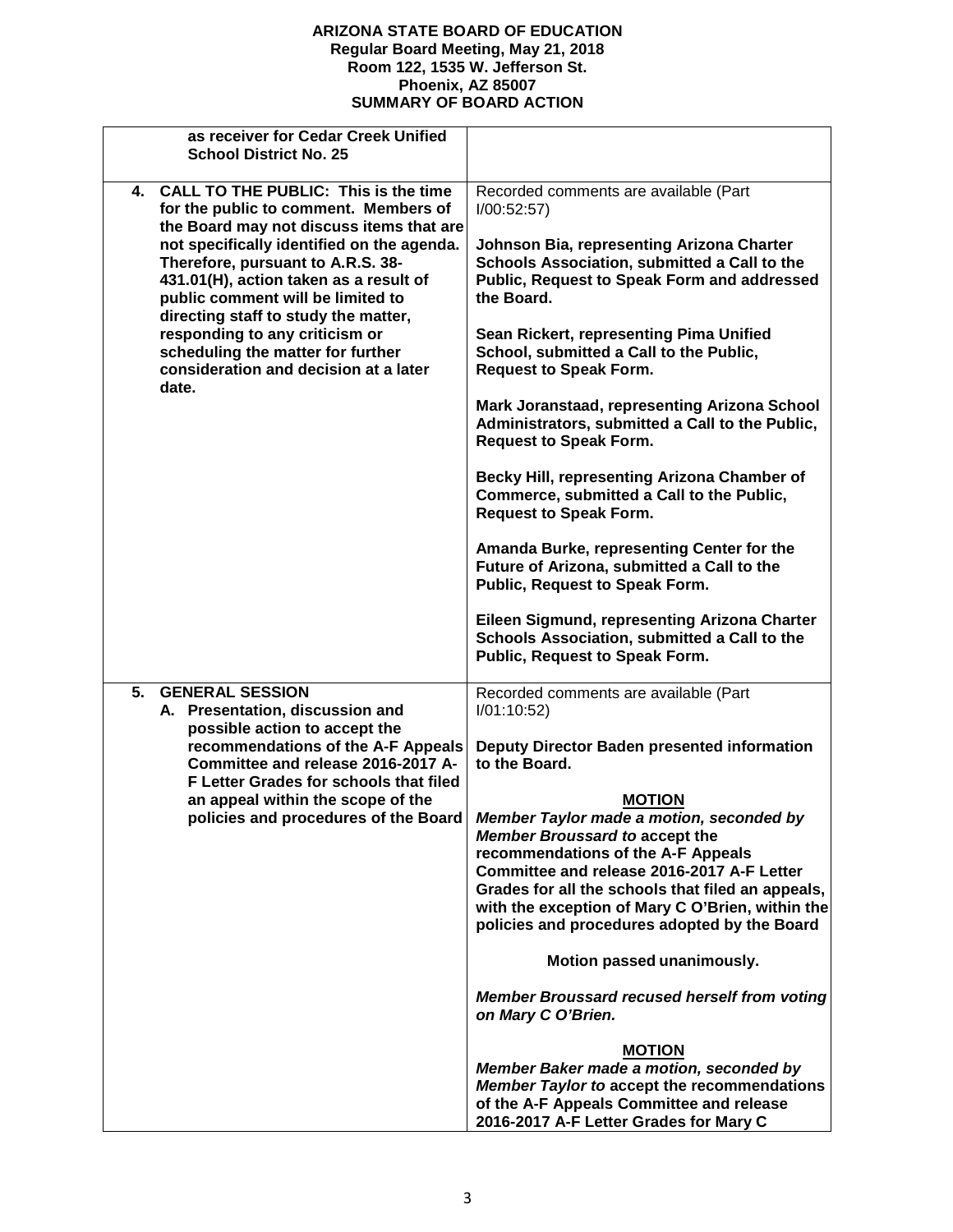**ARIZONA STATE BOARD OF EDUCATION**
**Regular Board Meeting, May 21, 2018**
**Room 122, 1535 W. Jefferson St.**
**Phoenix, AZ 85007**
**SUMMARY OF BOARD ACTION**

| | |
|---|---|
| **as receiver for Cedar Creek Unified School District No. 25** | |
| **4. CALL TO THE PUBLIC: This is the time for the public to comment. Members of the Board may not discuss items that are not specifically identified on the agenda. Therefore, pursuant to A.R.S. 38-431.01(H), action taken as a result of public comment will be limited to directing staff to study the matter, responding to any criticism or scheduling the matter for further consideration and decision at a later date.** | Recorded comments are available (Part I/00:52:57)<br><br>**Johnson Bia, representing Arizona Charter Schools Association, submitted a Call to the Public, Request to Speak Form and addressed the Board.**<br><br>**Sean Rickert, representing Pima Unified School, submitted a Call to the Public, Request to Speak Form.**<br><br>**Mark Joranstaad, representing Arizona School Administrators, submitted a Call to the Public, Request to Speak Form.**<br><br>**Becky Hill, representing Arizona Chamber of Commerce, submitted a Call to the Public, Request to Speak Form.**<br><br>**Amanda Burke, representing Center for the Future of Arizona, submitted a Call to the Public, Request to Speak Form.**<br><br>**Eileen Sigmund, representing Arizona Charter Schools Association, submitted a Call to the Public, Request to Speak Form.** |
| **5. GENERAL SESSION**<br>**A. Presentation, discussion and possible action to accept the recommendations of the A-F Appeals Committee and release 2016-2017 A-F Letter Grades for schools that filed an appeal within the scope of the policies and procedures of the Board** | Recorded comments are available (Part I/01:10:52)<br><br>**Deputy Director Baden presented information to the Board.**<br><br>**MOTION**<br>***Member Taylor made a motion, seconded by Member Broussard to*** **accept the recommendations of the A-F Appeals Committee and release 2016-2017 A-F Letter Grades for all the schools that filed an appeals, with the exception of Mary C O'Brien, within the policies and procedures adopted by the Board**<br><br>**Motion passed unanimously.**<br><br>***Member Broussard recused herself from voting on Mary C O'Brien.***<br><br>**MOTION**<br>***Member Baker made a motion, seconded by Member Taylor to*** **accept the recommendations of the A-F Appeals Committee and release 2016-2017 A-F Letter Grades for Mary C** |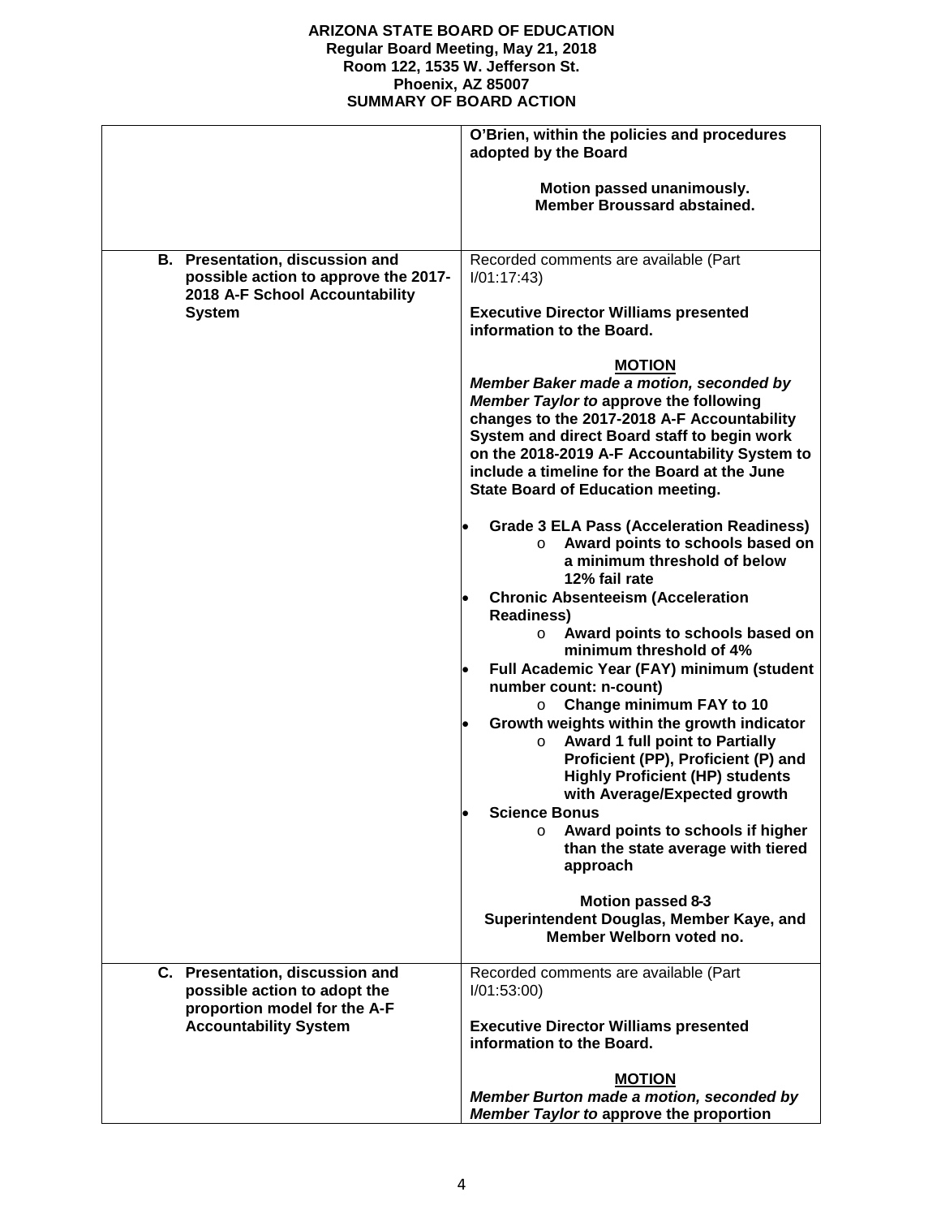| | |
|---|---|
| | **O'Brien, within the policies and procedures adopted by the Board**<br><br>**Motion passed unanimously.**<br>**Member Broussard abstained.** |
| **B. Presentation, discussion and possible action to approve the 2017-2018 A-F School Accountability System** | Recorded comments are available (Part I/01:17:43)<br><br>**Executive Director Williams presented information to the Board.**<br><br>**MOTION**<br>***Member Baker made a motion, seconded by Member Taylor to* approve the following changes to the 2017-2018 A-F Accountability System and direct Board staff to begin work on the 2018-2019 A-F Accountability System to include a timeline for the Board at the June State Board of Education meeting.**<br><br>• **Grade 3 ELA Pass (Acceleration Readiness)**<br>  o **Award points to schools based on a minimum threshold of below 12% fail rate**<br>• **Chronic Absenteeism (Acceleration Readiness)**<br>  o **Award points to schools based on minimum threshold of 4%**<br>• **Full Academic Year (FAY) minimum (student number count: n-count)**<br>  o **Change minimum FAY to 10**<br>• **Growth weights within the growth indicator**<br>  o **Award 1 full point to Partially Proficient (PP), Proficient (P) and Highly Proficient (HP) students with Average/Expected growth**<br>• **Science Bonus**<br>  o **Award points to schools if higher than the state average with tiered approach**<br><br>**Motion passed 8-3**<br>**Superintendent Douglas, Member Kaye, and Member Welborn voted no.** |
| **C. Presentation, discussion and possible action to adopt the proportion model for the A-F Accountability System** | Recorded comments are available (Part I/01:53:00)<br><br>**Executive Director Williams presented information to the Board.**<br><br>**MOTION**<br>***Member Burton made a motion, seconded by Member Taylor to* approve the proportion** |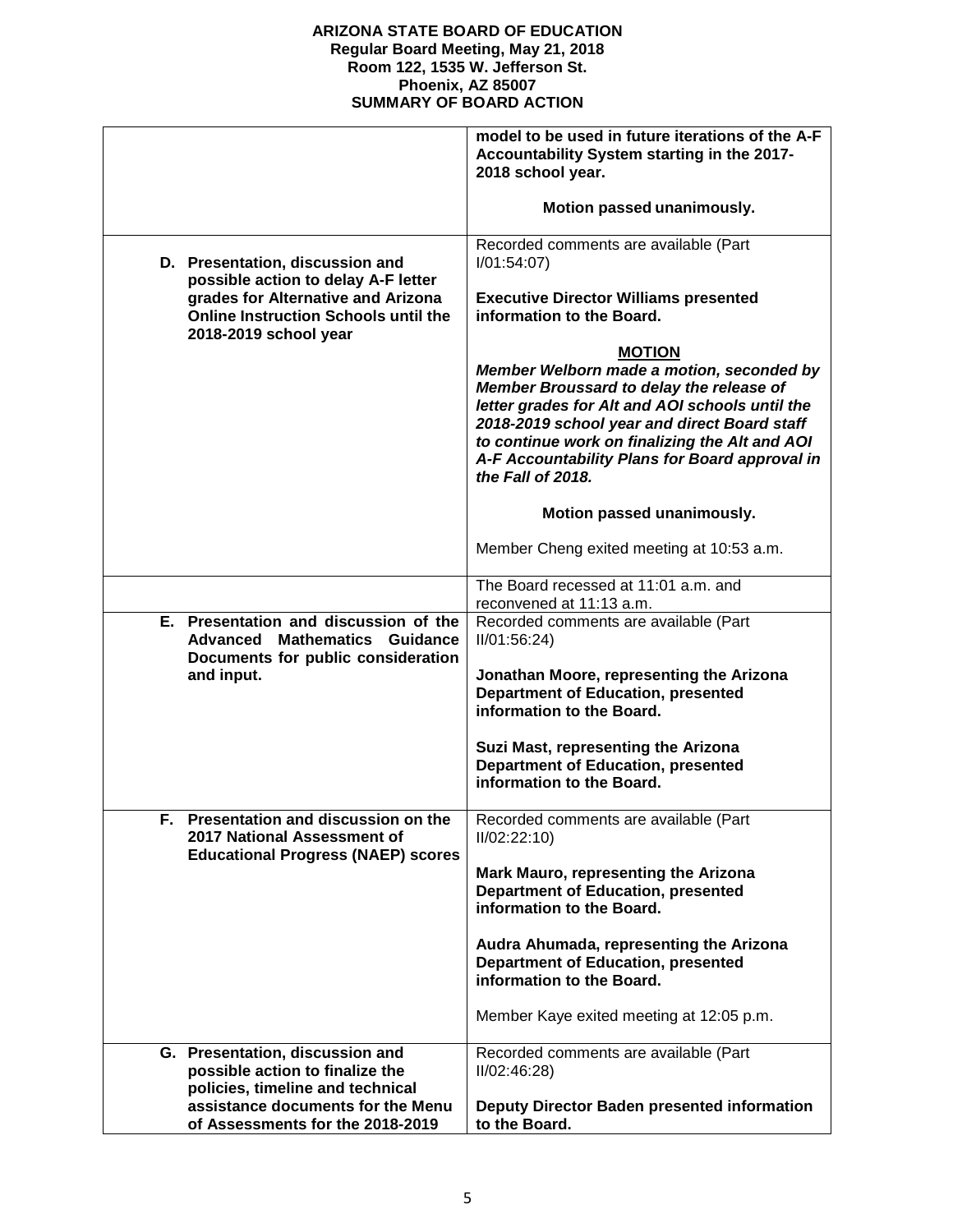**ARIZONA STATE BOARD OF EDUCATION**
**Regular Board Meeting, May 21, 2018**
**Room 122, 1535 W. Jefferson St.**
**Phoenix, AZ 85007**
**SUMMARY OF BOARD ACTION**

| | |
|---|---|
| | **model to be used in future iterations of the A-F Accountability System starting in the 2017-2018 school year.**<br><br>**Motion passed unanimously.** |
| **D. Presentation, discussion and possible action to delay A-F letter grades for Alternative and Arizona Online Instruction Schools until the 2018-2019 school year** | Recorded comments are available (Part I/01:54:07)<br><br>**Executive Director Williams presented information to the Board.**<br><br>**MOTION**<br>***Member Welborn made a motion, seconded by Member Broussard to delay the release of letter grades for Alt and AOI schools until the 2018-2019 school year and direct Board staff to continue work on finalizing the Alt and AOI A-F Accountability Plans for Board approval in the Fall of 2018.***<br><br>**Motion passed unanimously.**<br><br>Member Cheng exited meeting at 10:53 a.m. |
| | The Board recessed at 11:01 a.m. and reconvened at 11:13 a.m. |
| **E. Presentation and discussion of the Advanced Mathematics Guidance Documents for public consideration and input.** | Recorded comments are available (Part II/01:56:24)<br><br>**Jonathan Moore, representing the Arizona Department of Education, presented information to the Board.**<br><br>**Suzi Mast, representing the Arizona Department of Education, presented information to the Board.** |
| **F. Presentation and discussion on the 2017 National Assessment of Educational Progress (NAEP) scores** | Recorded comments are available (Part II/02:22:10)<br><br>**Mark Mauro, representing the Arizona Department of Education, presented information to the Board.**<br><br>**Audra Ahumada, representing the Arizona Department of Education, presented information to the Board.**<br><br>Member Kaye exited meeting at 12:05 p.m. |
| **G. Presentation, discussion and possible action to finalize the policies, timeline and technical assistance documents for the Menu of Assessments for the 2018-2019** | Recorded comments are available (Part II/02:46:28)<br><br>**Deputy Director Baden presented information to the Board.** |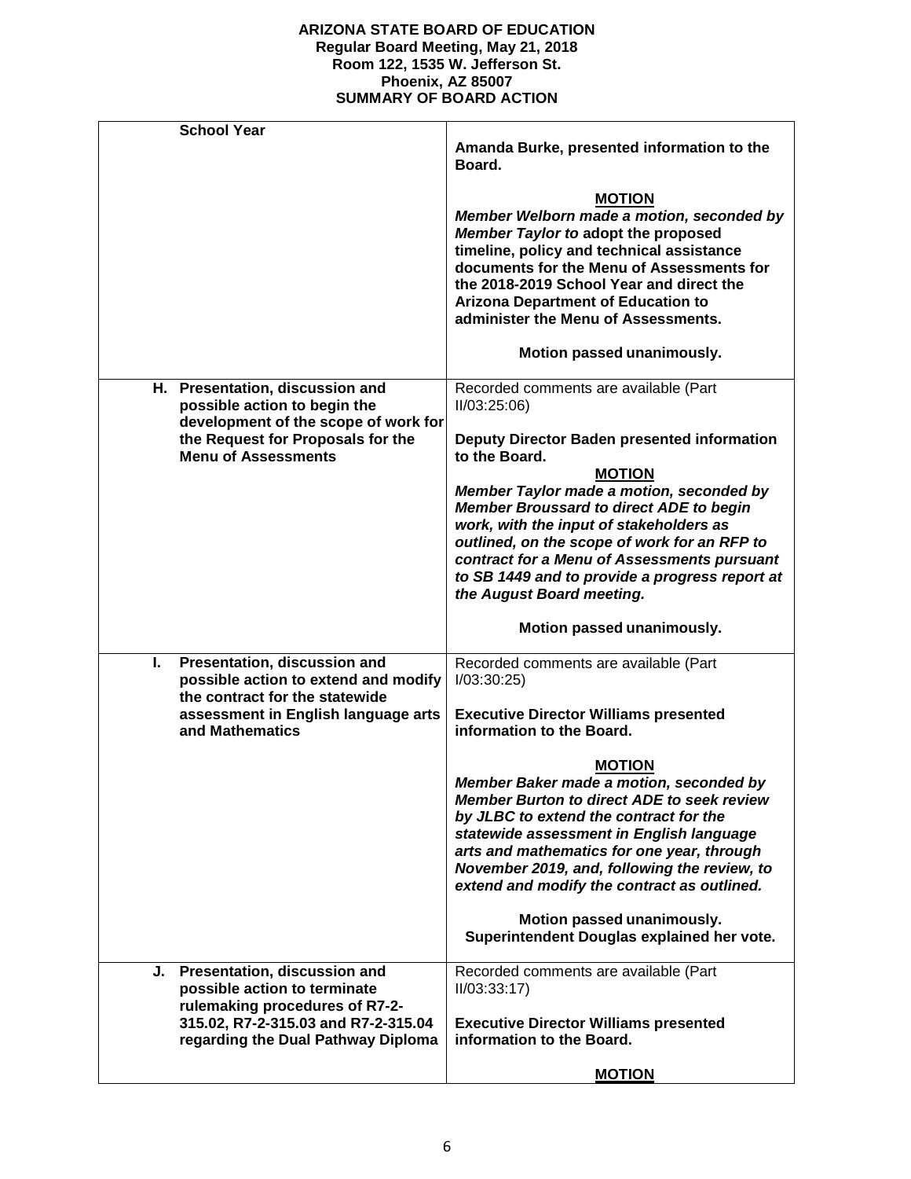**ARIZONA STATE BOARD OF EDUCATION**
**Regular Board Meeting, May 21, 2018**
**Room 122, 1535 W. Jefferson St.**
**Phoenix, AZ 85007**
**SUMMARY OF BOARD ACTION**

| | |
|---|---|
| **School Year** | **Amanda Burke, presented information to the Board.**<br><br>**MOTION**<br>***Member Welborn made a motion, seconded by Member Taylor to*** **adopt the proposed timeline, policy and technical assistance documents for the Menu of Assessments for the 2018-2019 School Year and direct the Arizona Department of Education to administer the Menu of Assessments.**<br><br>**Motion passed unanimously.** |
| **H. Presentation, discussion and possible action to begin the development of the scope of work for the Request for Proposals for the Menu of Assessments** | Recorded comments are available (Part II/03:25:06)<br><br>**Deputy Director Baden presented information to the Board.**<br>**MOTION**<br>***Member Taylor made a motion, seconded by Member Broussard to direct ADE to begin work, with the input of stakeholders as outlined, on the scope of work for an RFP to contract for a Menu of Assessments pursuant to SB 1449 and to provide a progress report at the August Board meeting.***<br><br>**Motion passed unanimously.** |
| **I. Presentation, discussion and possible action to extend and modify the contract for the statewide assessment in English language arts and Mathematics** | Recorded comments are available (Part I/03:30:25)<br><br>**Executive Director Williams presented information to the Board.**<br><br>**MOTION**<br>***Member Baker made a motion, seconded by Member Burton to direct ADE to seek review by JLBC to extend the contract for the statewide assessment in English language arts and mathematics for one year, through November 2019, and, following the review, to extend and modify the contract as outlined.***<br><br>**Motion passed unanimously.**<br>**Superintendent Douglas explained her vote.** |
| **J. Presentation, discussion and possible action to terminate rulemaking procedures of R7-2-315.02, R7-2-315.03 and R7-2-315.04 regarding the Dual Pathway Diploma** | Recorded comments are available (Part II/03:33:17)<br><br>**Executive Director Williams presented information to the Board.**<br><br>**MOTION** |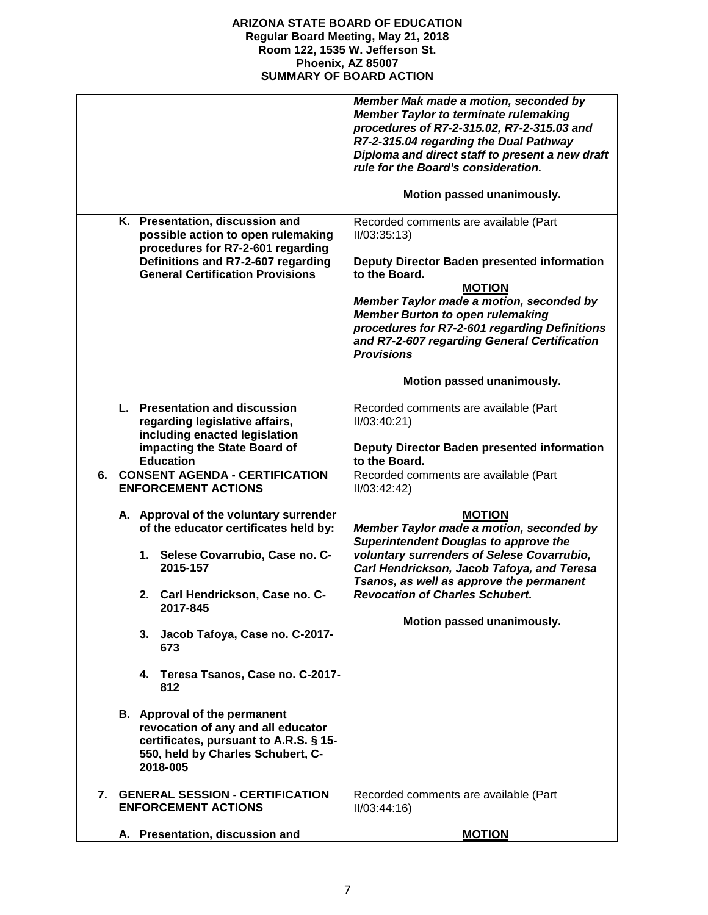**ARIZONA STATE BOARD OF EDUCATION**
**Regular Board Meeting, May 21, 2018**
**Room 122, 1535 W. Jefferson St.**
**Phoenix, AZ 85007**
**SUMMARY OF BOARD ACTION**

| | |
|---|---|
| | ***Member Mak made a motion, seconded by Member Taylor to terminate rulemaking procedures of R7-2-315.02, R7-2-315.03 and R7-2-315.04 regarding the Dual Pathway Diploma and direct staff to present a new draft rule for the Board's consideration.***<br><br>**Motion passed unanimously.** |
| **K. Presentation, discussion and possible action to open rulemaking procedures for R7-2-601 regarding Definitions and R7-2-607 regarding General Certification Provisions** | Recorded comments are available (Part II/03:35:13)<br><br>**Deputy Director Baden presented information to the Board.**<br><br>**MOTION**<br>***Member Taylor made a motion, seconded by Member Burton to open rulemaking procedures for R7-2-601 regarding Definitions and R7-2-607 regarding General Certification Provisions***<br><br>**Motion passed unanimously.** |
| **L. Presentation and discussion regarding legislative affairs, including enacted legislation impacting the State Board of Education** | Recorded comments are available (Part II/03:40:21)<br><br>**Deputy Director Baden presented information to the Board.** |
| **6. CONSENT AGENDA - CERTIFICATION ENFORCEMENT ACTIONS**<br><br>**A. Approval of the voluntary surrender of the educator certificates held by:**<br><br>**1. Selese Covarrubio, Case no. C-2015-157**<br><br>**2. Carl Hendrickson, Case no. C-2017-845**<br><br>**3. Jacob Tafoya, Case no. C-2017-673**<br><br>**4. Teresa Tsanos, Case no. C-2017-812**<br><br>**B. Approval of the permanent revocation of any and all educator certificates, pursuant to A.R.S. § 15-550, held by Charles Schubert, C-2018-005** | Recorded comments are available (Part II/03:42:42)<br><br>**MOTION**<br>***Member Taylor made a motion, seconded by Superintendent Douglas to approve the voluntary surrenders of Selese Covarrubio, Carl Hendrickson, Jacob Tafoya, and Teresa Tsanos, as well as approve the permanent Revocation of Charles Schubert.***<br><br>**Motion passed unanimously.** |
| **7. GENERAL SESSION - CERTIFICATION ENFORCEMENT ACTIONS**<br><br>**A. Presentation, discussion and** | Recorded comments are available (Part II/03:44:16)<br><br>**MOTION** |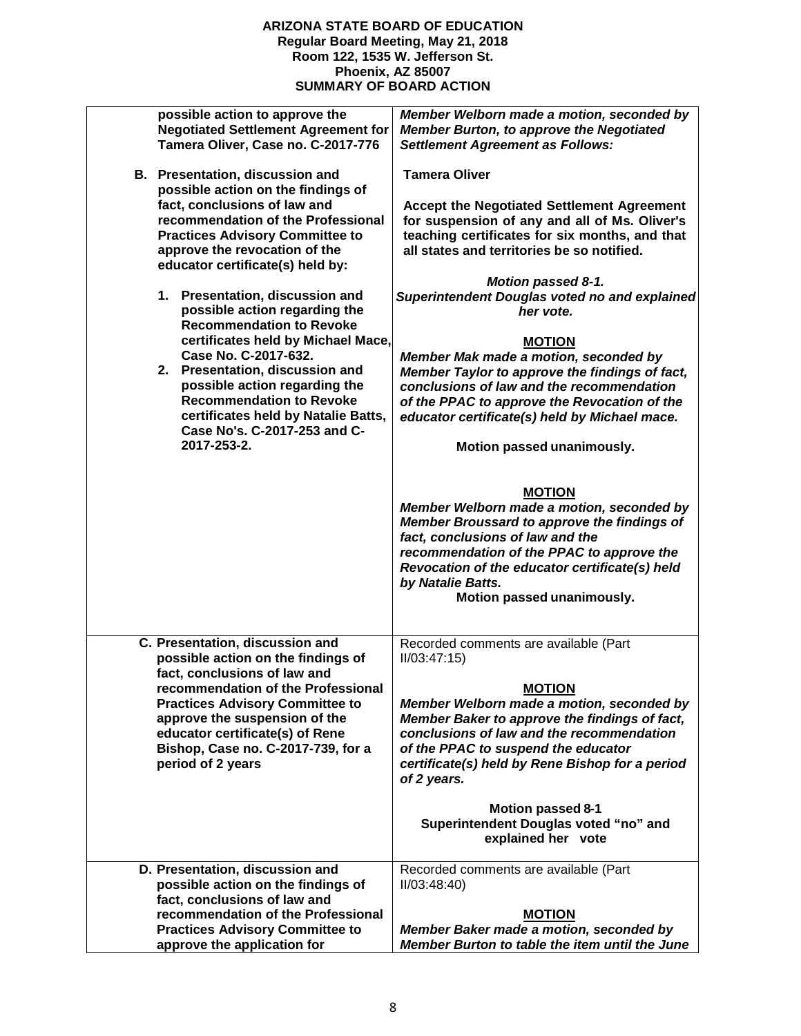**ARIZONA STATE BOARD OF EDUCATION**
**Regular Board Meeting, May 21, 2018**
**Room 122, 1535 W. Jefferson St.**
**Phoenix, AZ 85007**
**SUMMARY OF BOARD ACTION**

| | |
|---|---|
| **possible action to approve the Negotiated Settlement Agreement for Tamera Oliver, Case no. C-2017-776**<br><br>**B. Presentation, discussion and possible action on the findings of fact, conclusions of law and recommendation of the Professional Practices Advisory Committee to approve the revocation of the educator certificate(s) held by:**<br><br>**1. Presentation, discussion and possible action regarding the Recommendation to Revoke certificates held by Michael Mace, Case No. C-2017-632.**<br>**2. Presentation, discussion and possible action regarding the Recommendation to Revoke certificates held by Natalie Batts, Case No's. C-2017-253 and C-2017-253-2.** | ***Member Welborn made a motion, seconded by Member Burton, to approve the Negotiated Settlement Agreement as Follows:***<br><br>**Tamera Oliver**<br><br>**Accept the Negotiated Settlement Agreement for suspension of any and all of Ms. Oliver's teaching certificates for six months, and that all states and territories be so notified.**<br><br>***Motion passed 8-1.***<br>***Superintendent Douglas voted no and explained her vote.***<br><br>**MOTION**<br>***Member Mak made a motion, seconded by Member Taylor to approve the findings of fact, conclusions of law and the recommendation of the PPAC to approve the Revocation of the educator certificate(s) held by Michael mace.***<br><br>**Motion passed unanimously.**<br><br>**MOTION**<br>***Member Welborn made a motion, seconded by Member Broussard to approve the findings of fact, conclusions of law and the recommendation of the PPAC to approve the Revocation of the educator certificate(s) held by Natalie Batts.***<br>**Motion passed unanimously.** |
| **C. Presentation, discussion and possible action on the findings of fact, conclusions of law and recommendation of the Professional Practices Advisory Committee to approve the suspension of the educator certificate(s) of Rene Bishop, Case no. C-2017-739, for a period of 2 years** | Recorded comments are available (Part II/03:47:15)<br><br>**MOTION**<br>***Member Welborn made a motion, seconded by Member Baker to approve the findings of fact, conclusions of law and the recommendation of the PPAC to suspend the educator certificate(s) held by Rene Bishop for a period of 2 years.***<br><br>**Motion passed 8-1**<br>**Superintendent Douglas voted "no" and explained her vote** |
| **D. Presentation, discussion and possible action on the findings of fact, conclusions of law and recommendation of the Professional Practices Advisory Committee to approve the application for** | Recorded comments are available (Part II/03:48:40)<br><br>**MOTION**<br>***Member Baker made a motion, seconded by Member Burton to table the item until the June*** |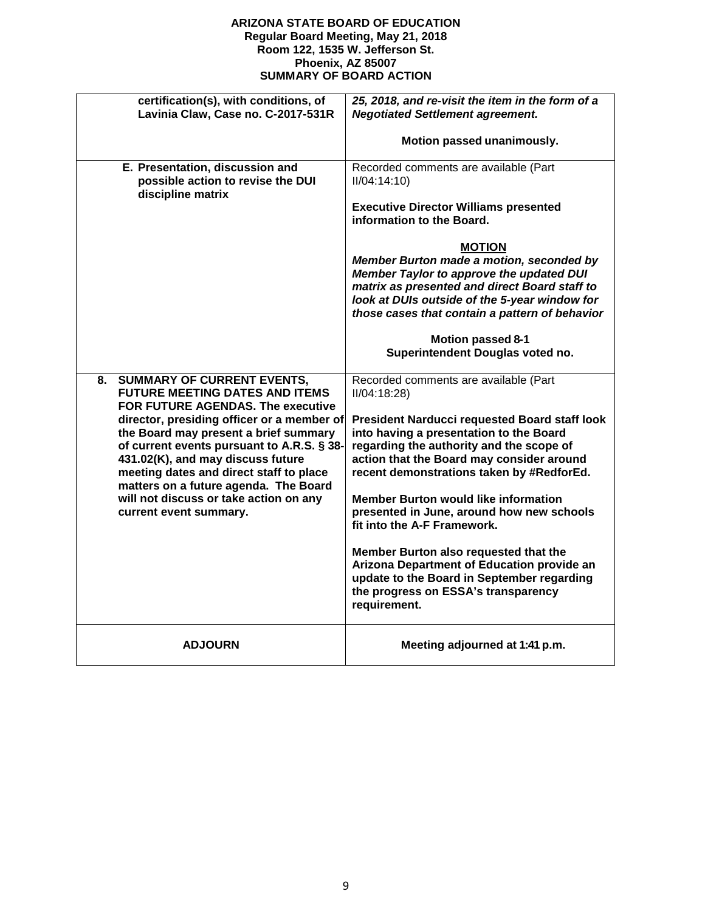**ARIZONA STATE BOARD OF EDUCATION**
**Regular Board Meeting, May 21, 2018**
**Room 122, 1535 W. Jefferson St.**
**Phoenix, AZ 85007**
**SUMMARY OF BOARD ACTION**

| | |
|---|---|
| **certification(s), with conditions, of Lavinia Claw, Case no. C-2017-531R** | ***25, 2018, and re-visit the item in the form of a Negotiated Settlement agreement.***<br><br>**Motion passed unanimously.** |
| **E. Presentation, discussion and possible action to revise the DUI discipline matrix** | Recorded comments are available (Part II/04:14:10)<br><br>**Executive Director Williams presented information to the Board.**<br><br>**MOTION**<br>***Member Burton made a motion, seconded by Member Taylor to approve the updated DUI matrix as presented and direct Board staff to look at DUIs outside of the 5-year window for those cases that contain a pattern of behavior***<br><br>**Motion passed 8-1**<br>**Superintendent Douglas voted no.** |
| **8. SUMMARY OF CURRENT EVENTS, FUTURE MEETING DATES AND ITEMS FOR FUTURE AGENDAS. The executive director, presiding officer or a member of the Board may present a brief summary of current events pursuant to A.R.S. § 38-431.02(K), and may discuss future meeting dates and direct staff to place matters on a future agenda. The Board will not discuss or take action on any current event summary.** | Recorded comments are available (Part II/04:18:28)<br><br>**President Narducci requested Board staff look into having a presentation to the Board regarding the authority and the scope of action that the Board may consider around recent demonstrations taken by #RedforEd.**<br><br>**Member Burton would like information presented in June, around how new schools fit into the A-F Framework.**<br><br>**Member Burton also requested that the Arizona Department of Education provide an update to the Board in September regarding the progress on ESSA's transparency requirement.** |
| **ADJOURN** | **Meeting adjourned at 1:41 p.m.** |